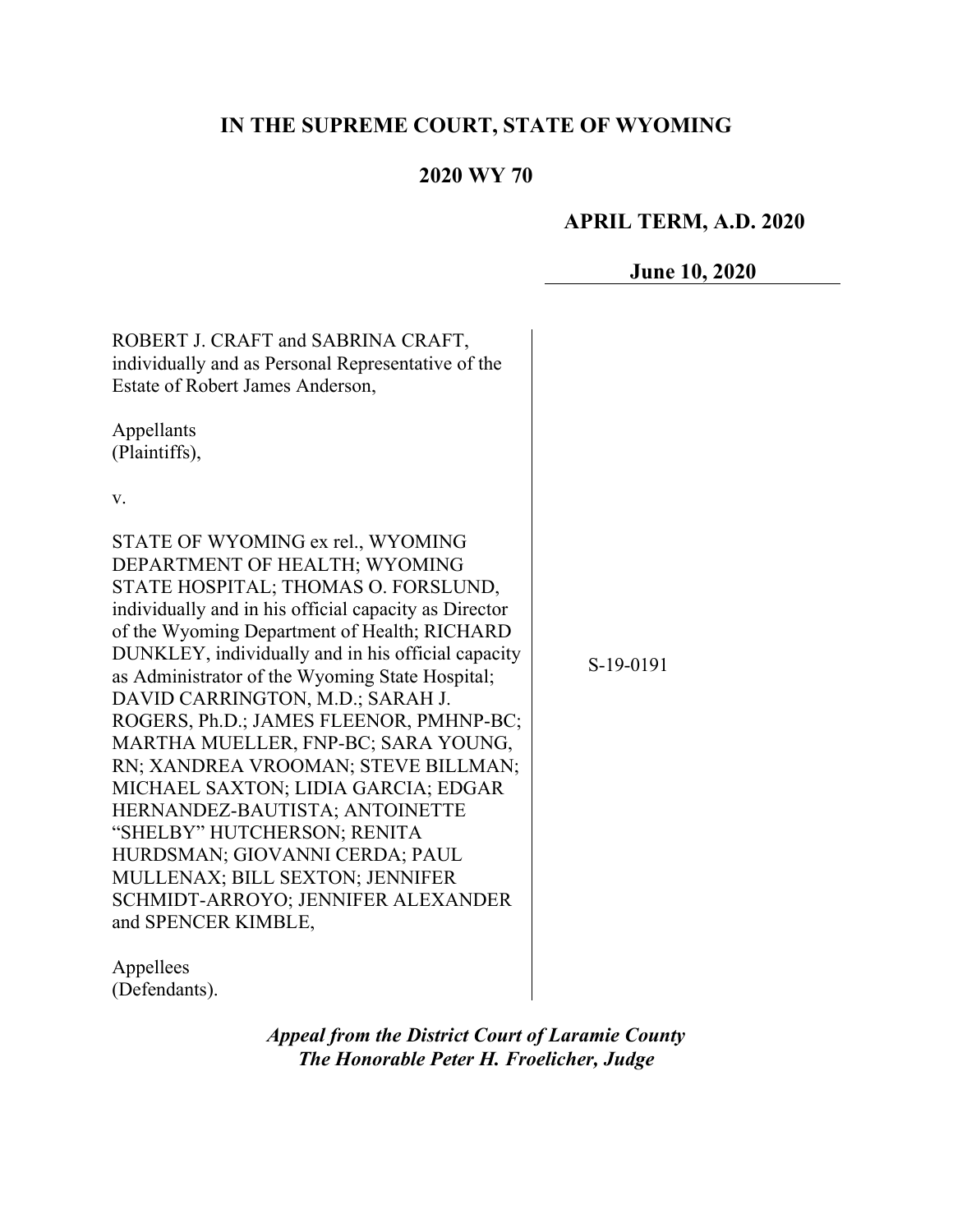# IN THE SUPREME COURT, STATE OF WYOMING

## 2020 WY 70

**APRIL TERM, A.D. 2020**

**June 10, 2020**

ROBERT J. CRAFT and SABRINA CRAFT, individually and as Personal Representative of the Estate of Robert James Anderson,

Appellants
(Plaintiffs),

v.

STATE OF WYOMING ex rel., WYOMING DEPARTMENT OF HEALTH; WYOMING STATE HOSPITAL; THOMAS O. FORSLUND, individually and in his official capacity as Director of the Wyoming Department of Health; RICHARD DUNKLEY, individually and in his official capacity as Administrator of the Wyoming State Hospital; DAVID CARRINGTON, M.D.; SARAH J. ROGERS, Ph.D.; JAMES FLEENOR, PMHNP-BC; MARTHA MUELLER, FNP-BC; SARA YOUNG, RN; XANDREA VROOMAN; STEVE BILLMAN; MICHAEL SAXTON; LIDIA GARCIA; EDGAR HERNANDEZ-BAUTISTA; ANTOINETTE "SHELBY" HUTCHERSON; RENITA HURDSMAN; GIOVANNI CERDA; PAUL MULLENAX; BILL SEXTON; JENNIFER SCHMIDT-ARROYO; JENNIFER ALEXANDER and SPENCER KIMBLE,

Appellees
(Defendants).

S-19-0191

***Appeal from the District Court of Laramie County***
***The Honorable Peter H. Froelicher, Judge***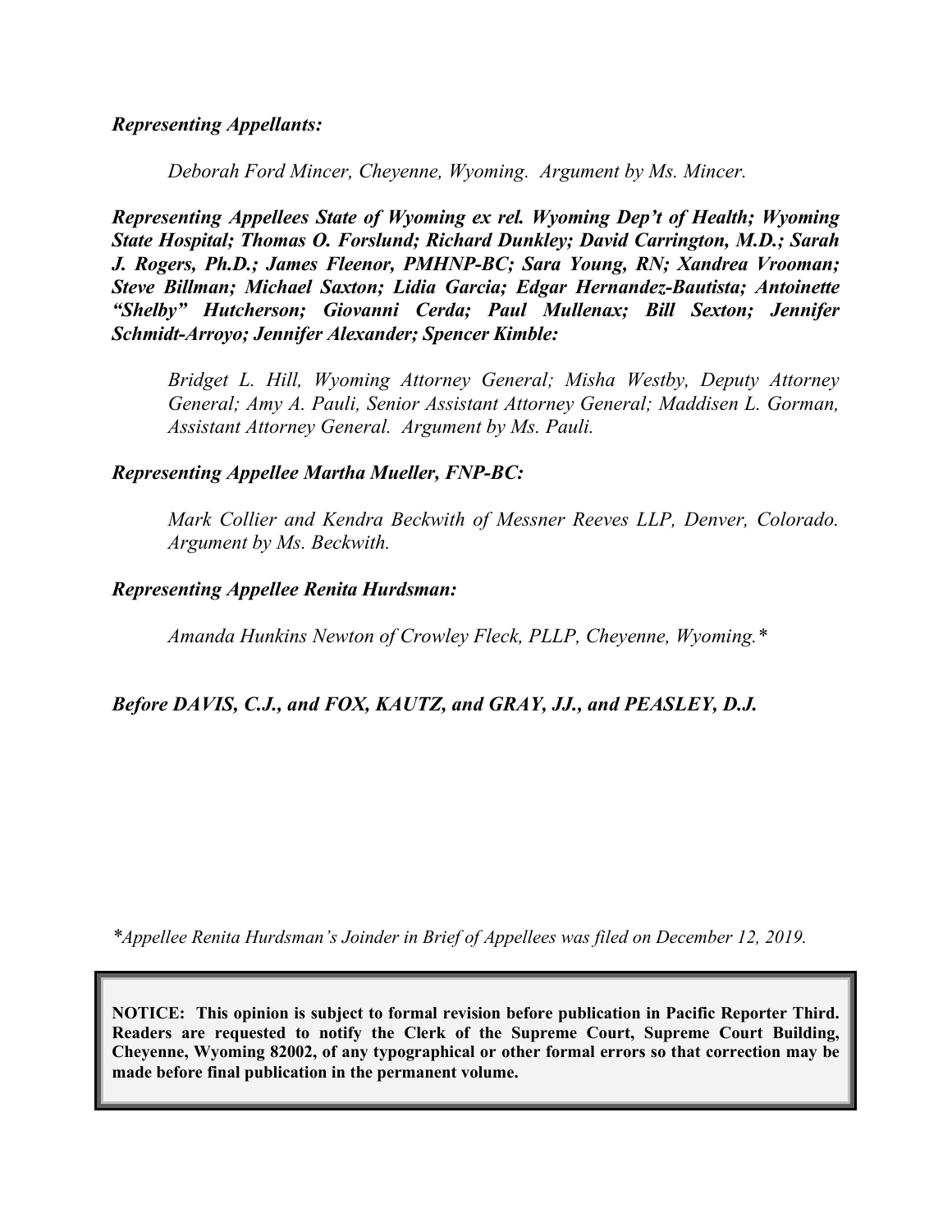***Representing Appellants:***

*Deborah Ford Mincer, Cheyenne, Wyoming. Argument by Ms. Mincer.*

***Representing Appellees State of Wyoming ex rel. Wyoming Dep't of Health; Wyoming State Hospital; Thomas O. Forslund; Richard Dunkley; David Carrington, M.D.; Sarah J. Rogers, Ph.D.; James Fleenor, PMHNP-BC; Sara Young, RN; Xandrea Vrooman; Steve Billman; Michael Saxton; Lidia Garcia; Edgar Hernandez-Bautista; Antoinette "Shelby" Hutcherson; Giovanni Cerda; Paul Mullenax; Bill Sexton; Jennifer Schmidt-Arroyo; Jennifer Alexander; Spencer Kimble:***

*Bridget L. Hill, Wyoming Attorney General; Misha Westby, Deputy Attorney General; Amy A. Pauli, Senior Assistant Attorney General; Maddisen L. Gorman, Assistant Attorney General. Argument by Ms. Pauli.*

***Representing Appellee Martha Mueller, FNP-BC:***

*Mark Collier and Kendra Beckwith of Messner Reeves LLP, Denver, Colorado. Argument by Ms. Beckwith.*

***Representing Appellee Renita Hurdsman:***

*Amanda Hunkins Newton of Crowley Fleck, PLLP, Cheyenne, Wyoming.**

***Before DAVIS, C.J., and FOX, KAUTZ, and GRAY, JJ., and PEASLEY, D.J.***

**Appellee Renita Hurdsman's Joinder in Brief of Appellees was filed on December 12, 2019.*

**NOTICE: This opinion is subject to formal revision before publication in Pacific Reporter Third. Readers are requested to notify the Clerk of the Supreme Court, Supreme Court Building, Cheyenne, Wyoming 82002, of any typographical or other formal errors so that correction may be made before final publication in the permanent volume.**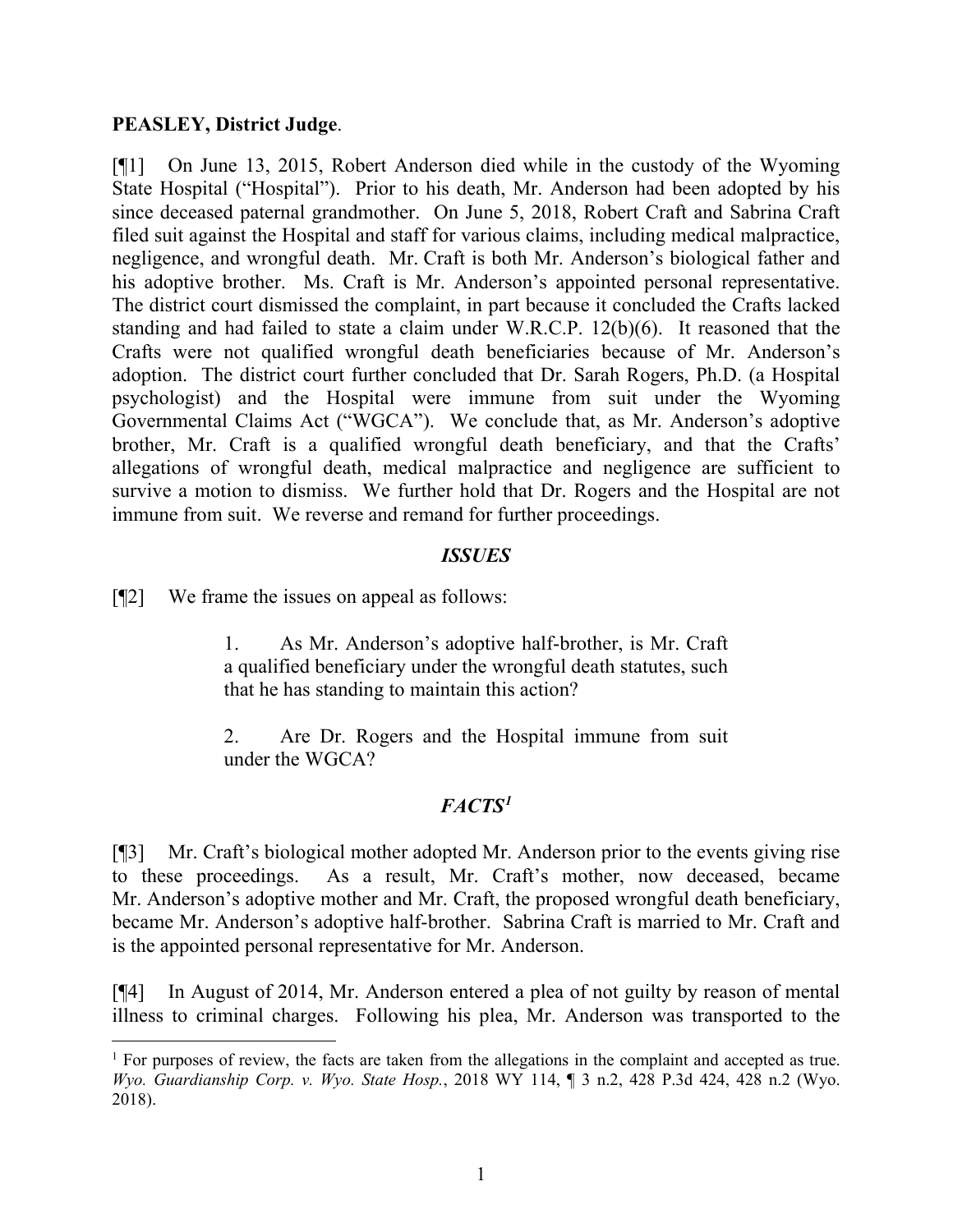**PEASLEY, District Judge**.

[¶1] On June 13, 2015, Robert Anderson died while in the custody of the Wyoming State Hospital ("Hospital"). Prior to his death, Mr. Anderson had been adopted by his since deceased paternal grandmother. On June 5, 2018, Robert Craft and Sabrina Craft filed suit against the Hospital and staff for various claims, including medical malpractice, negligence, and wrongful death. Mr. Craft is both Mr. Anderson's biological father and his adoptive brother. Ms. Craft is Mr. Anderson's appointed personal representative. The district court dismissed the complaint, in part because it concluded the Crafts lacked standing and had failed to state a claim under W.R.C.P. 12(b)(6). It reasoned that the Crafts were not qualified wrongful death beneficiaries because of Mr. Anderson's adoption. The district court further concluded that Dr. Sarah Rogers, Ph.D. (a Hospital psychologist) and the Hospital were immune from suit under the Wyoming Governmental Claims Act ("WGCA"). We conclude that, as Mr. Anderson's adoptive brother, Mr. Craft is a qualified wrongful death beneficiary, and that the Crafts' allegations of wrongful death, medical malpractice and negligence are sufficient to survive a motion to dismiss. We further hold that Dr. Rogers and the Hospital are not immune from suit. We reverse and remand for further proceedings.

## *ISSUES*

[¶2] We frame the issues on appeal as follows:

> 1. As Mr. Anderson's adoptive half-brother, is Mr. Craft a qualified beneficiary under the wrongful death statutes, such that he has standing to maintain this action?
>
> 2. Are Dr. Rogers and the Hospital immune from suit under the WGCA?

## *FACTS*[1]

[¶3] Mr. Craft's biological mother adopted Mr. Anderson prior to the events giving rise to these proceedings. As a result, Mr. Craft's mother, now deceased, became Mr. Anderson's adoptive mother and Mr. Craft, the proposed wrongful death beneficiary, became Mr. Anderson's adoptive half-brother. Sabrina Craft is married to Mr. Craft and is the appointed personal representative for Mr. Anderson.

[¶4] In August of 2014, Mr. Anderson entered a plea of not guilty by reason of mental illness to criminal charges. Following his plea, Mr. Anderson was transported to the

---

[1] For purposes of review, the facts are taken from the allegations in the complaint and accepted as true. *Wyo. Guardianship Corp. v. Wyo. State Hosp.*, 2018 WY 114, ¶ 3 n.2, 428 P.3d 424, 428 n.2 (Wyo. 2018).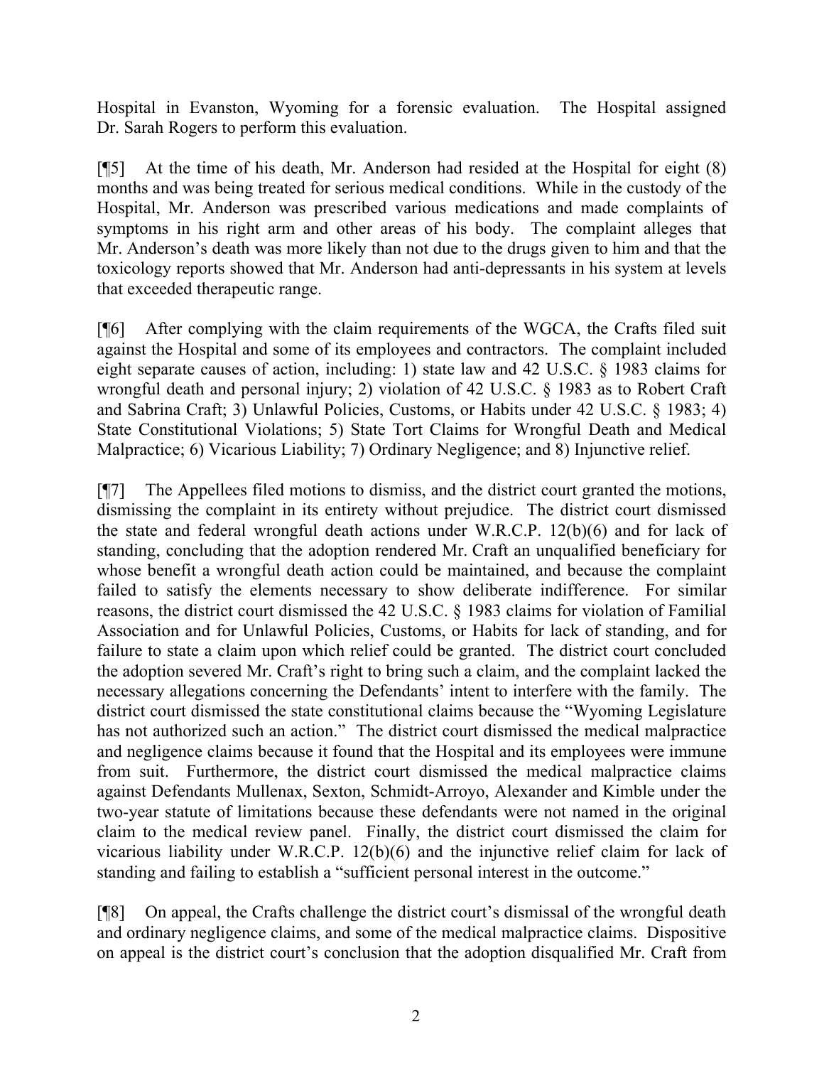Hospital in Evanston, Wyoming for a forensic evaluation. The Hospital assigned Dr. Sarah Rogers to perform this evaluation.

[¶5] At the time of his death, Mr. Anderson had resided at the Hospital for eight (8) months and was being treated for serious medical conditions. While in the custody of the Hospital, Mr. Anderson was prescribed various medications and made complaints of symptoms in his right arm and other areas of his body. The complaint alleges that Mr. Anderson's death was more likely than not due to the drugs given to him and that the toxicology reports showed that Mr. Anderson had anti-depressants in his system at levels that exceeded therapeutic range.

[¶6] After complying with the claim requirements of the WGCA, the Crafts filed suit against the Hospital and some of its employees and contractors. The complaint included eight separate causes of action, including: 1) state law and 42 U.S.C. § 1983 claims for wrongful death and personal injury; 2) violation of 42 U.S.C. § 1983 as to Robert Craft and Sabrina Craft; 3) Unlawful Policies, Customs, or Habits under 42 U.S.C. § 1983; 4) State Constitutional Violations; 5) State Tort Claims for Wrongful Death and Medical Malpractice; 6) Vicarious Liability; 7) Ordinary Negligence; and 8) Injunctive relief.

[¶7] The Appellees filed motions to dismiss, and the district court granted the motions, dismissing the complaint in its entirety without prejudice. The district court dismissed the state and federal wrongful death actions under W.R.C.P. 12(b)(6) and for lack of standing, concluding that the adoption rendered Mr. Craft an unqualified beneficiary for whose benefit a wrongful death action could be maintained, and because the complaint failed to satisfy the elements necessary to show deliberate indifference. For similar reasons, the district court dismissed the 42 U.S.C. § 1983 claims for violation of Familial Association and for Unlawful Policies, Customs, or Habits for lack of standing, and for failure to state a claim upon which relief could be granted. The district court concluded the adoption severed Mr. Craft's right to bring such a claim, and the complaint lacked the necessary allegations concerning the Defendants' intent to interfere with the family. The district court dismissed the state constitutional claims because the "Wyoming Legislature has not authorized such an action." The district court dismissed the medical malpractice and negligence claims because it found that the Hospital and its employees were immune from suit. Furthermore, the district court dismissed the medical malpractice claims against Defendants Mullenax, Sexton, Schmidt-Arroyo, Alexander and Kimble under the two-year statute of limitations because these defendants were not named in the original claim to the medical review panel. Finally, the district court dismissed the claim for vicarious liability under W.R.C.P. 12(b)(6) and the injunctive relief claim for lack of standing and failing to establish a "sufficient personal interest in the outcome."

[¶8] On appeal, the Crafts challenge the district court's dismissal of the wrongful death and ordinary negligence claims, and some of the medical malpractice claims. Dispositive on appeal is the district court's conclusion that the adoption disqualified Mr. Craft from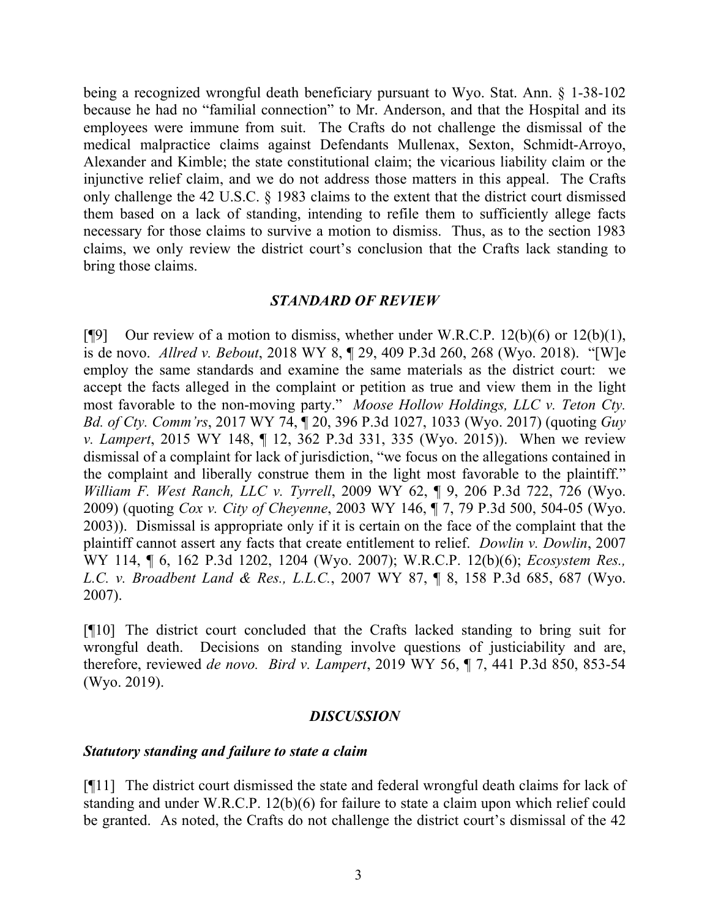being a recognized wrongful death beneficiary pursuant to Wyo. Stat. Ann. § 1-38-102 because he had no "familial connection" to Mr. Anderson, and that the Hospital and its employees were immune from suit. The Crafts do not challenge the dismissal of the medical malpractice claims against Defendants Mullenax, Sexton, Schmidt-Arroyo, Alexander and Kimble; the state constitutional claim; the vicarious liability claim or the injunctive relief claim, and we do not address those matters in this appeal. The Crafts only challenge the 42 U.S.C. § 1983 claims to the extent that the district court dismissed them based on a lack of standing, intending to refile them to sufficiently allege facts necessary for those claims to survive a motion to dismiss. Thus, as to the section 1983 claims, we only review the district court's conclusion that the Crafts lack standing to bring those claims.

## *STANDARD OF REVIEW*

[¶9] Our review of a motion to dismiss, whether under W.R.C.P. 12(b)(6) or 12(b)(1), is de novo. *Allred v. Bebout*, 2018 WY 8, ¶ 29, 409 P.3d 260, 268 (Wyo. 2018). "[W]e employ the same standards and examine the same materials as the district court: we accept the facts alleged in the complaint or petition as true and view them in the light most favorable to the non-moving party." *Moose Hollow Holdings, LLC v. Teton Cty. Bd. of Cty. Comm'rs*, 2017 WY 74, ¶ 20, 396 P.3d 1027, 1033 (Wyo. 2017) (quoting *Guy v. Lampert*, 2015 WY 148, ¶ 12, 362 P.3d 331, 335 (Wyo. 2015)). When we review dismissal of a complaint for lack of jurisdiction, "we focus on the allegations contained in the complaint and liberally construe them in the light most favorable to the plaintiff." *William F. West Ranch, LLC v. Tyrrell*, 2009 WY 62, ¶ 9, 206 P.3d 722, 726 (Wyo. 2009) (quoting *Cox v. City of Cheyenne*, 2003 WY 146, ¶ 7, 79 P.3d 500, 504-05 (Wyo. 2003)). Dismissal is appropriate only if it is certain on the face of the complaint that the plaintiff cannot assert any facts that create entitlement to relief. *Dowlin v. Dowlin*, 2007 WY 114, ¶ 6, 162 P.3d 1202, 1204 (Wyo. 2007); W.R.C.P. 12(b)(6); *Ecosystem Res., L.C. v. Broadbent Land & Res., L.L.C.*, 2007 WY 87, ¶ 8, 158 P.3d 685, 687 (Wyo. 2007).

[¶10] The district court concluded that the Crafts lacked standing to bring suit for wrongful death. Decisions on standing involve questions of justiciability and are, therefore, reviewed *de novo*. *Bird v. Lampert*, 2019 WY 56, ¶ 7, 441 P.3d 850, 853-54 (Wyo. 2019).

## *DISCUSSION*

### *Statutory standing and failure to state a claim*

[¶11] The district court dismissed the state and federal wrongful death claims for lack of standing and under W.R.C.P. 12(b)(6) for failure to state a claim upon which relief could be granted. As noted, the Crafts do not challenge the district court's dismissal of the 42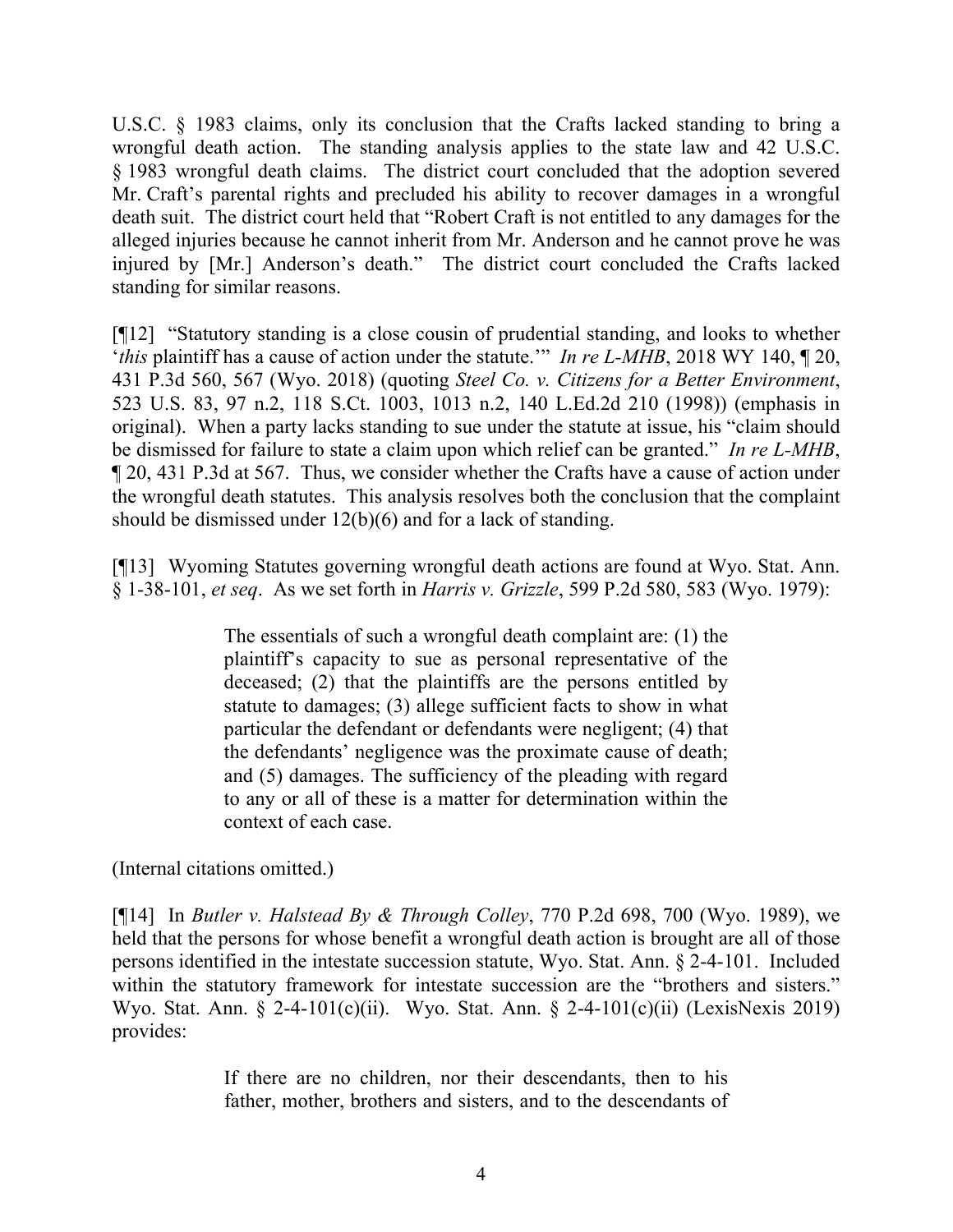U.S.C. § 1983 claims, only its conclusion that the Crafts lacked standing to bring a wrongful death action. The standing analysis applies to the state law and 42 U.S.C. § 1983 wrongful death claims. The district court concluded that the adoption severed Mr. Craft's parental rights and precluded his ability to recover damages in a wrongful death suit. The district court held that "Robert Craft is not entitled to any damages for the alleged injuries because he cannot inherit from Mr. Anderson and he cannot prove he was injured by [Mr.] Anderson's death." The district court concluded the Crafts lacked standing for similar reasons.

[¶12] "Statutory standing is a close cousin of prudential standing, and looks to whether '*this* plaintiff has a cause of action under the statute.'" *In re L-MHB*, 2018 WY 140, ¶ 20, 431 P.3d 560, 567 (Wyo. 2018) (quoting *Steel Co. v. Citizens for a Better Environment*, 523 U.S. 83, 97 n.2, 118 S.Ct. 1003, 1013 n.2, 140 L.Ed.2d 210 (1998)) (emphasis in original). When a party lacks standing to sue under the statute at issue, his "claim should be dismissed for failure to state a claim upon which relief can be granted." *In re L-MHB*, ¶ 20, 431 P.3d at 567. Thus, we consider whether the Crafts have a cause of action under the wrongful death statutes. This analysis resolves both the conclusion that the complaint should be dismissed under 12(b)(6) and for a lack of standing.

[¶13] Wyoming Statutes governing wrongful death actions are found at Wyo. Stat. Ann. § 1-38-101, *et seq*. As we set forth in *Harris v. Grizzle*, 599 P.2d 580, 583 (Wyo. 1979):

> The essentials of such a wrongful death complaint are: (1) the plaintiff's capacity to sue as personal representative of the deceased; (2) that the plaintiffs are the persons entitled by statute to damages; (3) allege sufficient facts to show in what particular the defendant or defendants were negligent; (4) that the defendants' negligence was the proximate cause of death; and (5) damages. The sufficiency of the pleading with regard to any or all of these is a matter for determination within the context of each case.

(Internal citations omitted.)

[¶14] In *Butler v. Halstead By & Through Colley*, 770 P.2d 698, 700 (Wyo. 1989), we held that the persons for whose benefit a wrongful death action is brought are all of those persons identified in the intestate succession statute, Wyo. Stat. Ann. § 2-4-101. Included within the statutory framework for intestate succession are the "brothers and sisters." Wyo. Stat. Ann. § 2-4-101(c)(ii). Wyo. Stat. Ann. § 2-4-101(c)(ii) (LexisNexis 2019) provides:

> If there are no children, nor their descendants, then to his father, mother, brothers and sisters, and to the descendants of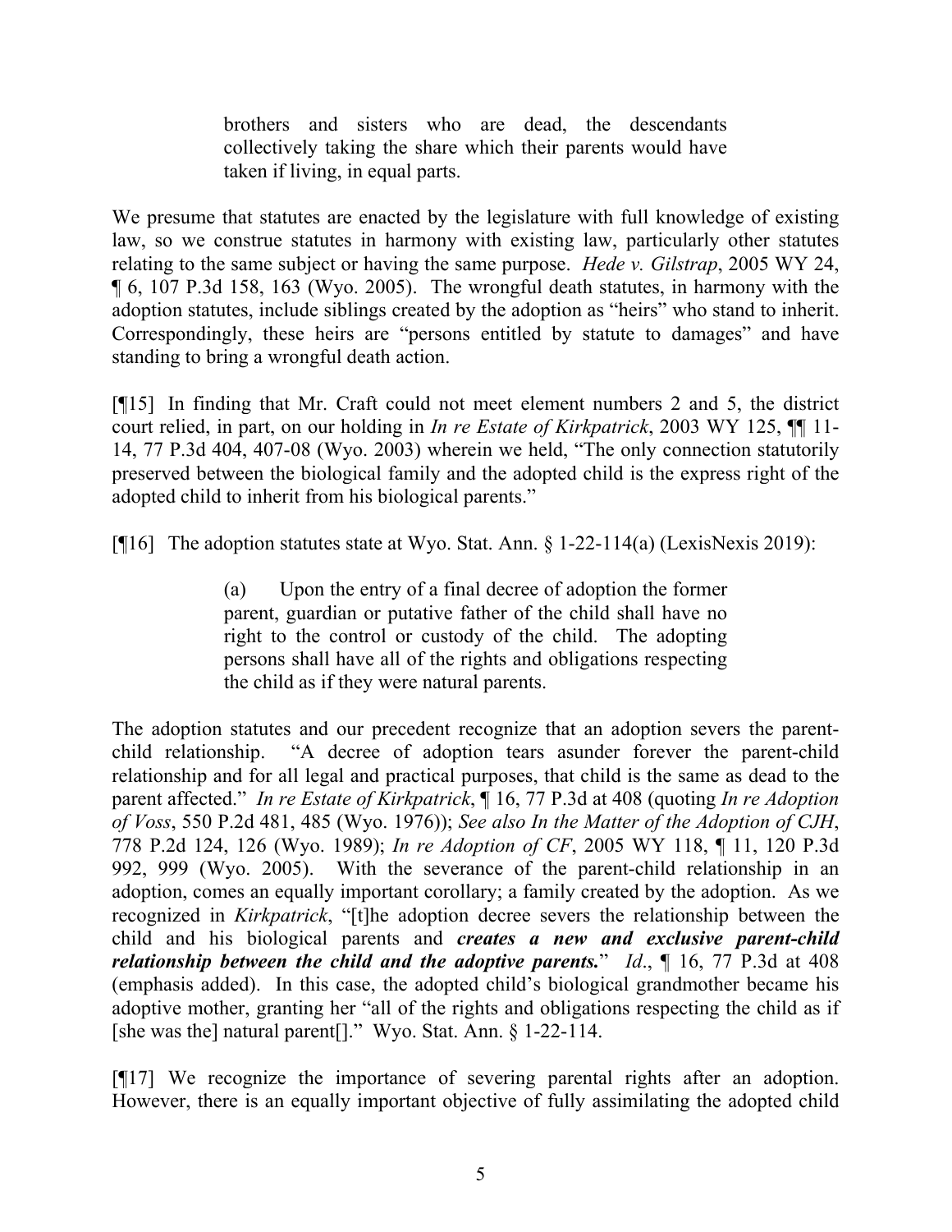> brothers and sisters who are dead, the descendants collectively taking the share which their parents would have taken if living, in equal parts.

We presume that statutes are enacted by the legislature with full knowledge of existing law, so we construe statutes in harmony with existing law, particularly other statutes relating to the same subject or having the same purpose. *Hede v. Gilstrap*, 2005 WY 24, ¶ 6, 107 P.3d 158, 163 (Wyo. 2005). The wrongful death statutes, in harmony with the adoption statutes, include siblings created by the adoption as "heirs" who stand to inherit. Correspondingly, these heirs are "persons entitled by statute to damages" and have standing to bring a wrongful death action.

[¶15] In finding that Mr. Craft could not meet element numbers 2 and 5, the district court relied, in part, on our holding in *In re Estate of Kirkpatrick*, 2003 WY 125, ¶¶ 11-14, 77 P.3d 404, 407-08 (Wyo. 2003) wherein we held, "The only connection statutorily preserved between the biological family and the adopted child is the express right of the adopted child to inherit from his biological parents."

[¶16] The adoption statutes state at Wyo. Stat. Ann. § 1-22-114(a) (LexisNexis 2019):

> (a) Upon the entry of a final decree of adoption the former parent, guardian or putative father of the child shall have no right to the control or custody of the child. The adopting persons shall have all of the rights and obligations respecting the child as if they were natural parents.

The adoption statutes and our precedent recognize that an adoption severs the parent-child relationship. "A decree of adoption tears asunder forever the parent-child relationship and for all legal and practical purposes, that child is the same as dead to the parent affected." *In re Estate of Kirkpatrick*, ¶ 16, 77 P.3d at 408 (quoting *In re Adoption of Voss*, 550 P.2d 481, 485 (Wyo. 1976)); *See also In the Matter of the Adoption of CJH*, 778 P.2d 124, 126 (Wyo. 1989); *In re Adoption of CF*, 2005 WY 118, ¶ 11, 120 P.3d 992, 999 (Wyo. 2005). With the severance of the parent-child relationship in an adoption, comes an equally important corollary; a family created by the adoption. As we recognized in *Kirkpatrick*, "[t]he adoption decree severs the relationship between the child and his biological parents and ***creates a new and exclusive parent-child relationship between the child and the adoptive parents.***" *Id*., ¶ 16, 77 P.3d at 408 (emphasis added). In this case, the adopted child's biological grandmother became his adoptive mother, granting her "all of the rights and obligations respecting the child as if [she was the] natural parent[]." Wyo. Stat. Ann. § 1-22-114.

[¶17] We recognize the importance of severing parental rights after an adoption. However, there is an equally important objective of fully assimilating the adopted child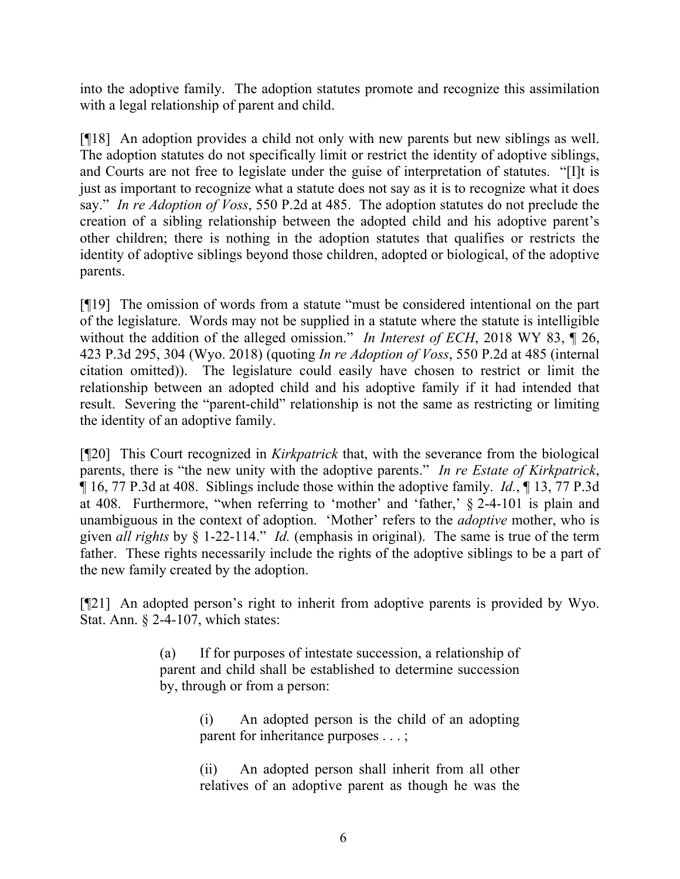into the adoptive family. The adoption statutes promote and recognize this assimilation with a legal relationship of parent and child.

[¶18] An adoption provides a child not only with new parents but new siblings as well. The adoption statutes do not specifically limit or restrict the identity of adoptive siblings, and Courts are not free to legislate under the guise of interpretation of statutes. "[I]t is just as important to recognize what a statute does not say as it is to recognize what it does say." *In re Adoption of Voss*, 550 P.2d at 485. The adoption statutes do not preclude the creation of a sibling relationship between the adopted child and his adoptive parent's other children; there is nothing in the adoption statutes that qualifies or restricts the identity of adoptive siblings beyond those children, adopted or biological, of the adoptive parents.

[¶19] The omission of words from a statute "must be considered intentional on the part of the legislature. Words may not be supplied in a statute where the statute is intelligible without the addition of the alleged omission." *In Interest of ECH*, 2018 WY 83, ¶ 26, 423 P.3d 295, 304 (Wyo. 2018) (quoting *In re Adoption of Voss*, 550 P.2d at 485 (internal citation omitted)). The legislature could easily have chosen to restrict or limit the relationship between an adopted child and his adoptive family if it had intended that result. Severing the "parent-child" relationship is not the same as restricting or limiting the identity of an adoptive family.

[¶20] This Court recognized in *Kirkpatrick* that, with the severance from the biological parents, there is "the new unity with the adoptive parents." *In re Estate of Kirkpatrick*, ¶ 16, 77 P.3d at 408. Siblings include those within the adoptive family. *Id.*, ¶ 13, 77 P.3d at 408. Furthermore, "when referring to 'mother' and 'father,' § 2-4-101 is plain and unambiguous in the context of adoption. 'Mother' refers to the *adoptive* mother, who is given *all rights* by § 1-22-114." *Id.* (emphasis in original). The same is true of the term father. These rights necessarily include the rights of the adoptive siblings to be a part of the new family created by the adoption.

[¶21] An adopted person's right to inherit from adoptive parents is provided by Wyo. Stat. Ann. § 2-4-107, which states:

> (a) If for purposes of intestate succession, a relationship of parent and child shall be established to determine succession by, through or from a person:
>
> > (i) An adopted person is the child of an adopting parent for inheritance purposes . . . ;
> >
> > (ii) An adopted person shall inherit from all other relatives of an adoptive parent as though he was the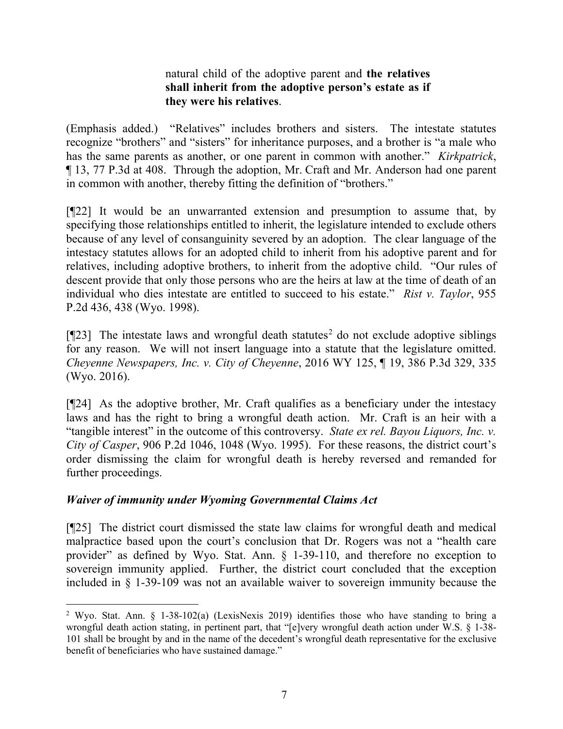> natural child of the adoptive parent and **the relatives shall inherit from the adoptive person's estate as if they were his relatives**.

(Emphasis added.) "Relatives" includes brothers and sisters. The intestate statutes recognize "brothers" and "sisters" for inheritance purposes, and a brother is "a male who has the same parents as another, or one parent in common with another." *Kirkpatrick*, ¶ 13, 77 P.3d at 408. Through the adoption, Mr. Craft and Mr. Anderson had one parent in common with another, thereby fitting the definition of "brothers."

[¶22] It would be an unwarranted extension and presumption to assume that, by specifying those relationships entitled to inherit, the legislature intended to exclude others because of any level of consanguinity severed by an adoption. The clear language of the intestacy statutes allows for an adopted child to inherit from his adoptive parent and for relatives, including adoptive brothers, to inherit from the adoptive child. "Our rules of descent provide that only those persons who are the heirs at law at the time of death of an individual who dies intestate are entitled to succeed to his estate." *Rist v. Taylor*, 955 P.2d 436, 438 (Wyo. 1998).

[¶23] The intestate laws and wrongful death statutes[2] do not exclude adoptive siblings for any reason. We will not insert language into a statute that the legislature omitted. *Cheyenne Newspapers, Inc. v. City of Cheyenne*, 2016 WY 125, ¶ 19, 386 P.3d 329, 335 (Wyo. 2016).

[¶24] As the adoptive brother, Mr. Craft qualifies as a beneficiary under the intestacy laws and has the right to bring a wrongful death action. Mr. Craft is an heir with a "tangible interest" in the outcome of this controversy. *State ex rel. Bayou Liquors, Inc. v. City of Casper*, 906 P.2d 1046, 1048 (Wyo. 1995). For these reasons, the district court's order dismissing the claim for wrongful death is hereby reversed and remanded for further proceedings.

### *Waiver of immunity under Wyoming Governmental Claims Act*

[¶25] The district court dismissed the state law claims for wrongful death and medical malpractice based upon the court's conclusion that Dr. Rogers was not a "health care provider" as defined by Wyo. Stat. Ann. § 1-39-110, and therefore no exception to sovereign immunity applied. Further, the district court concluded that the exception included in § 1-39-109 was not an available waiver to sovereign immunity because the

---

[2] Wyo. Stat. Ann. § 1-38-102(a) (LexisNexis 2019) identifies those who have standing to bring a wrongful death action stating, in pertinent part, that "[e]very wrongful death action under W.S. § 1-38-101 shall be brought by and in the name of the decedent's wrongful death representative for the exclusive benefit of beneficiaries who have sustained damage."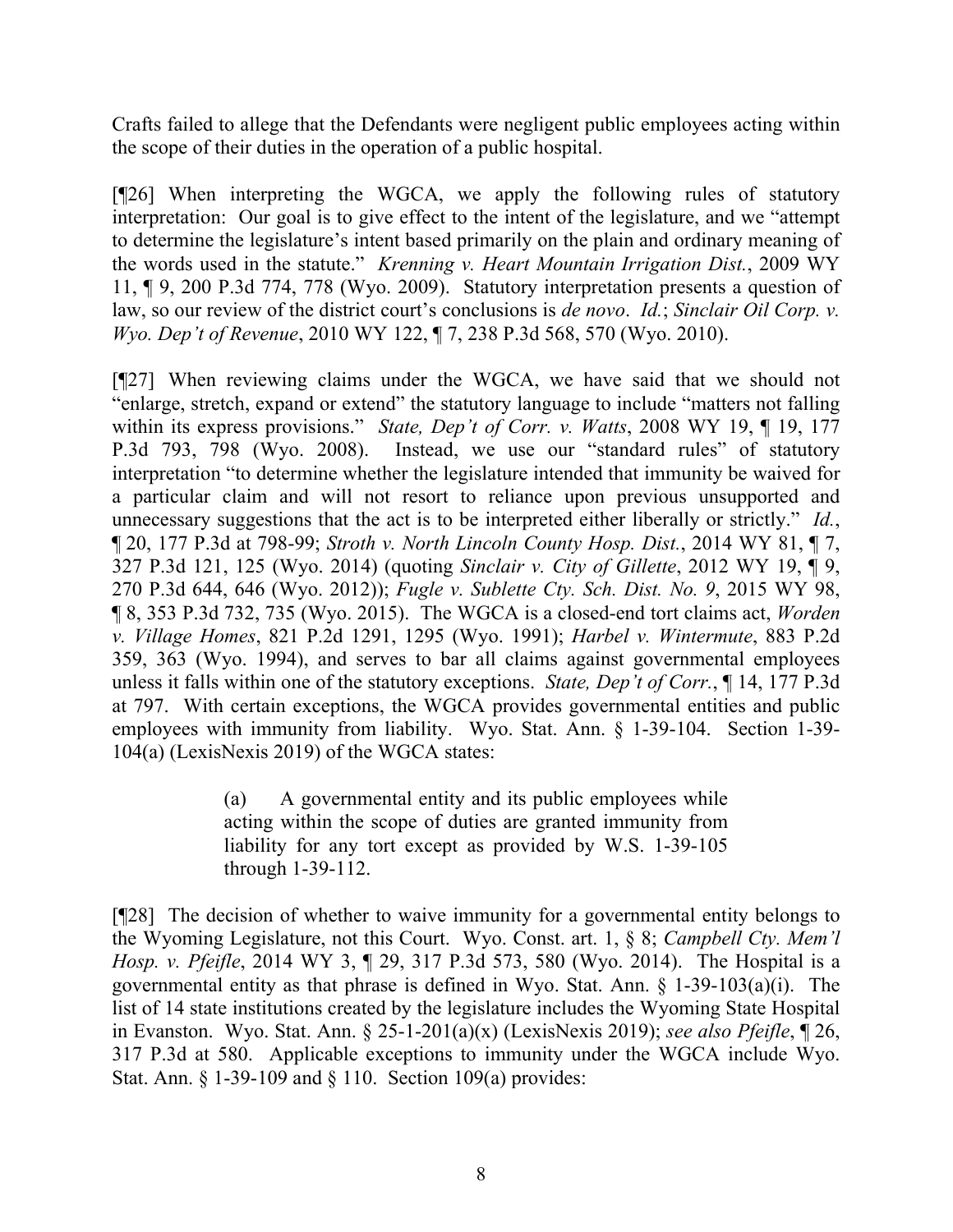Crafts failed to allege that the Defendants were negligent public employees acting within the scope of their duties in the operation of a public hospital.

[¶26] When interpreting the WGCA, we apply the following rules of statutory interpretation: Our goal is to give effect to the intent of the legislature, and we "attempt to determine the legislature's intent based primarily on the plain and ordinary meaning of the words used in the statute." *Krenning v. Heart Mountain Irrigation Dist.*, 2009 WY 11, ¶ 9, 200 P.3d 774, 778 (Wyo. 2009). Statutory interpretation presents a question of law, so our review of the district court's conclusions is *de novo*. *Id.*; *Sinclair Oil Corp. v. Wyo. Dep't of Revenue*, 2010 WY 122, ¶ 7, 238 P.3d 568, 570 (Wyo. 2010).

[¶27] When reviewing claims under the WGCA, we have said that we should not "enlarge, stretch, expand or extend" the statutory language to include "matters not falling within its express provisions." *State, Dep't of Corr. v. Watts*, 2008 WY 19, ¶ 19, 177 P.3d 793, 798 (Wyo. 2008). Instead, we use our "standard rules" of statutory interpretation "to determine whether the legislature intended that immunity be waived for a particular claim and will not resort to reliance upon previous unsupported and unnecessary suggestions that the act is to be interpreted either liberally or strictly." *Id.*, ¶ 20, 177 P.3d at 798-99; *Stroth v. North Lincoln County Hosp. Dist.*, 2014 WY 81, ¶ 7, 327 P.3d 121, 125 (Wyo. 2014) (quoting *Sinclair v. City of Gillette*, 2012 WY 19, ¶ 9, 270 P.3d 644, 646 (Wyo. 2012)); *Fugle v. Sublette Cty. Sch. Dist. No. 9*, 2015 WY 98, ¶ 8, 353 P.3d 732, 735 (Wyo. 2015). The WGCA is a closed-end tort claims act, *Worden v. Village Homes*, 821 P.2d 1291, 1295 (Wyo. 1991); *Harbel v. Wintermute*, 883 P.2d 359, 363 (Wyo. 1994), and serves to bar all claims against governmental employees unless it falls within one of the statutory exceptions. *State, Dep't of Corr.*, ¶ 14, 177 P.3d at 797. With certain exceptions, the WGCA provides governmental entities and public employees with immunity from liability. Wyo. Stat. Ann. § 1-39-104. Section 1-39-104(a) (LexisNexis 2019) of the WGCA states:

> (a) A governmental entity and its public employees while acting within the scope of duties are granted immunity from liability for any tort except as provided by W.S. 1-39-105 through 1-39-112.

[¶28] The decision of whether to waive immunity for a governmental entity belongs to the Wyoming Legislature, not this Court. Wyo. Const. art. 1, § 8; *Campbell Cty. Mem'l Hosp. v. Pfeifle*, 2014 WY 3, ¶ 29, 317 P.3d 573, 580 (Wyo. 2014). The Hospital is a governmental entity as that phrase is defined in Wyo. Stat. Ann. § 1-39-103(a)(i). The list of 14 state institutions created by the legislature includes the Wyoming State Hospital in Evanston. Wyo. Stat. Ann. § 25-1-201(a)(x) (LexisNexis 2019); *see also Pfeifle*, ¶ 26, 317 P.3d at 580. Applicable exceptions to immunity under the WGCA include Wyo. Stat. Ann. § 1-39-109 and § 110. Section 109(a) provides: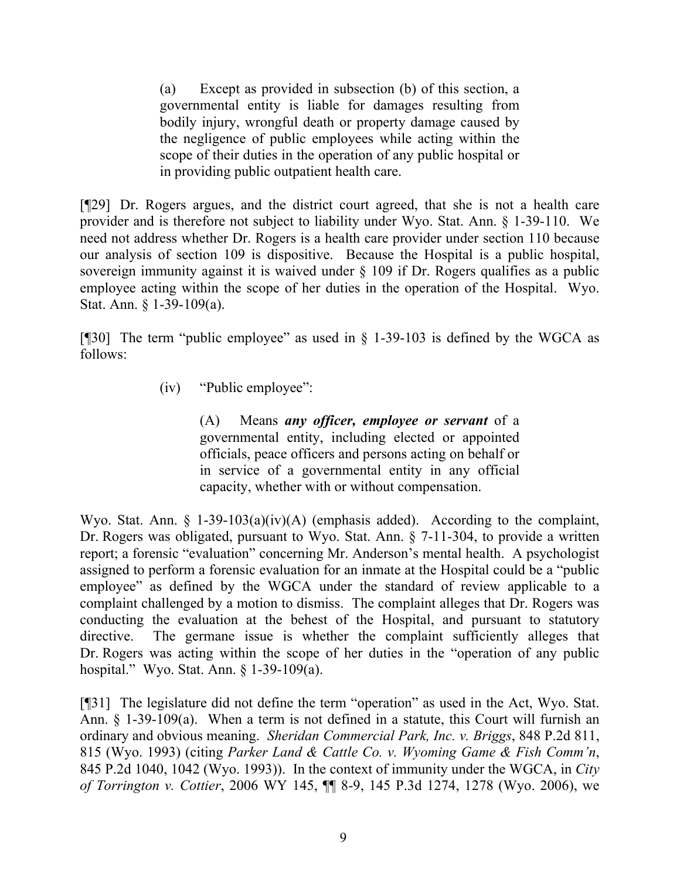> (a) Except as provided in subsection (b) of this section, a governmental entity is liable for damages resulting from bodily injury, wrongful death or property damage caused by the negligence of public employees while acting within the scope of their duties in the operation of any public hospital or in providing public outpatient health care.

[¶29] Dr. Rogers argues, and the district court agreed, that she is not a health care provider and is therefore not subject to liability under Wyo. Stat. Ann. § 1-39-110. We need not address whether Dr. Rogers is a health care provider under section 110 because our analysis of section 109 is dispositive. Because the Hospital is a public hospital, sovereign immunity against it is waived under § 109 if Dr. Rogers qualifies as a public employee acting within the scope of her duties in the operation of the Hospital. Wyo. Stat. Ann. § 1-39-109(a).

[¶30] The term "public employee" as used in § 1-39-103 is defined by the WGCA as follows:

> (iv) "Public employee":
>
> > (A) Means ***any officer, employee or servant*** of a governmental entity, including elected or appointed officials, peace officers and persons acting on behalf or in service of a governmental entity in any official capacity, whether with or without compensation.

Wyo. Stat. Ann. § 1-39-103(a)(iv)(A) (emphasis added). According to the complaint, Dr. Rogers was obligated, pursuant to Wyo. Stat. Ann. § 7-11-304, to provide a written report; a forensic "evaluation" concerning Mr. Anderson's mental health. A psychologist assigned to perform a forensic evaluation for an inmate at the Hospital could be a "public employee" as defined by the WGCA under the standard of review applicable to a complaint challenged by a motion to dismiss. The complaint alleges that Dr. Rogers was conducting the evaluation at the behest of the Hospital, and pursuant to statutory directive. The germane issue is whether the complaint sufficiently alleges that Dr. Rogers was acting within the scope of her duties in the "operation of any public hospital." Wyo. Stat. Ann. § 1-39-109(a).

[¶31] The legislature did not define the term "operation" as used in the Act, Wyo. Stat. Ann. § 1-39-109(a). When a term is not defined in a statute, this Court will furnish an ordinary and obvious meaning. *Sheridan Commercial Park, Inc. v. Briggs*, 848 P.2d 811, 815 (Wyo. 1993) (citing *Parker Land & Cattle Co. v. Wyoming Game & Fish Comm'n*, 845 P.2d 1040, 1042 (Wyo. 1993)). In the context of immunity under the WGCA, in *City of Torrington v. Cottier*, 2006 WY 145, ¶¶ 8-9, 145 P.3d 1274, 1278 (Wyo. 2006), we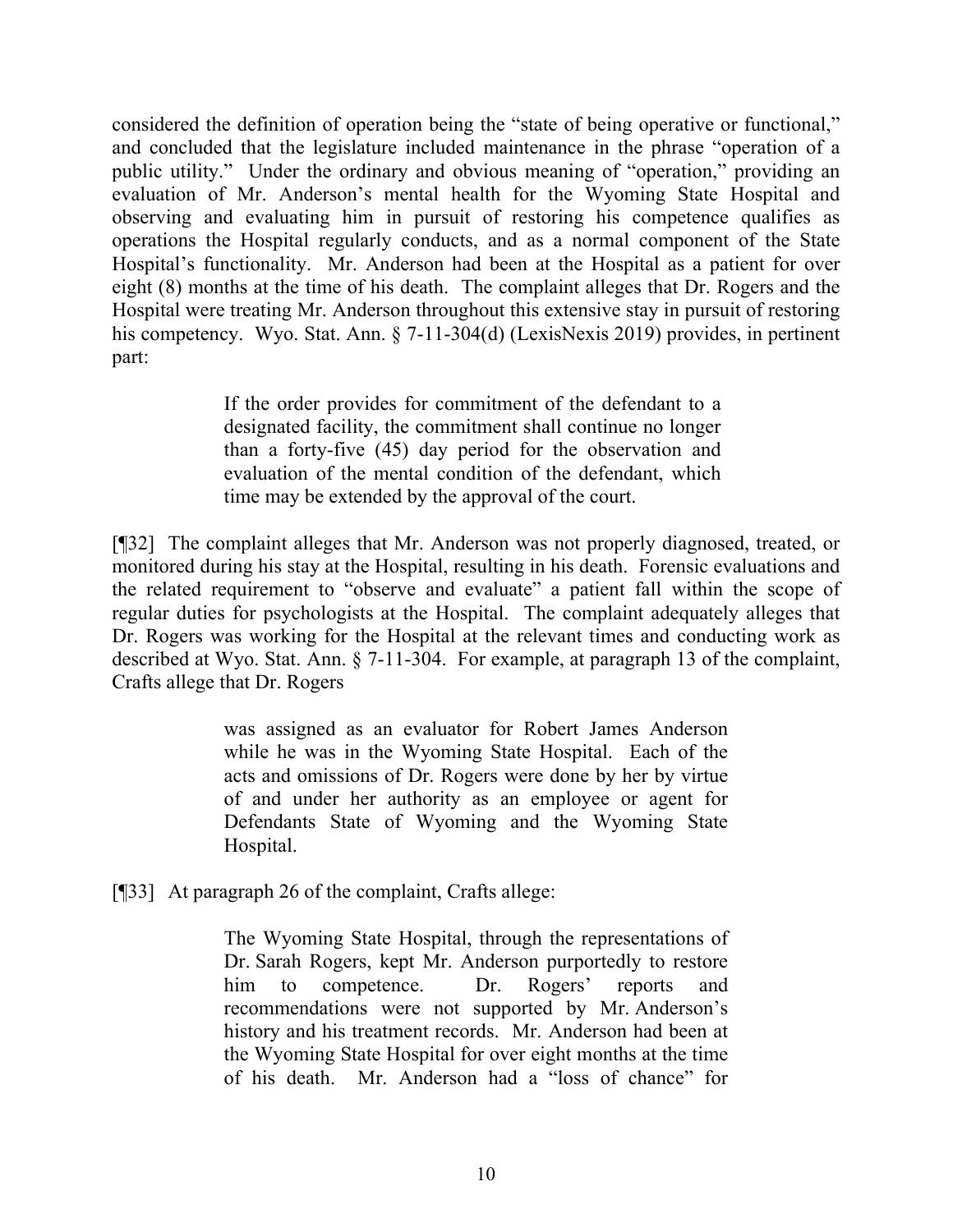considered the definition of operation being the "state of being operative or functional," and concluded that the legislature included maintenance in the phrase "operation of a public utility." Under the ordinary and obvious meaning of "operation," providing an evaluation of Mr. Anderson's mental health for the Wyoming State Hospital and observing and evaluating him in pursuit of restoring his competence qualifies as operations the Hospital regularly conducts, and as a normal component of the State Hospital's functionality. Mr. Anderson had been at the Hospital as a patient for over eight (8) months at the time of his death. The complaint alleges that Dr. Rogers and the Hospital were treating Mr. Anderson throughout this extensive stay in pursuit of restoring his competency. Wyo. Stat. Ann. § 7-11-304(d) (LexisNexis 2019) provides, in pertinent part:

> If the order provides for commitment of the defendant to a designated facility, the commitment shall continue no longer than a forty-five (45) day period for the observation and evaluation of the mental condition of the defendant, which time may be extended by the approval of the court.

[¶32] The complaint alleges that Mr. Anderson was not properly diagnosed, treated, or monitored during his stay at the Hospital, resulting in his death. Forensic evaluations and the related requirement to "observe and evaluate" a patient fall within the scope of regular duties for psychologists at the Hospital. The complaint adequately alleges that Dr. Rogers was working for the Hospital at the relevant times and conducting work as described at Wyo. Stat. Ann. § 7-11-304. For example, at paragraph 13 of the complaint, Crafts allege that Dr. Rogers

> was assigned as an evaluator for Robert James Anderson while he was in the Wyoming State Hospital. Each of the acts and omissions of Dr. Rogers were done by her by virtue of and under her authority as an employee or agent for Defendants State of Wyoming and the Wyoming State Hospital.

[¶33] At paragraph 26 of the complaint, Crafts allege:

> The Wyoming State Hospital, through the representations of Dr. Sarah Rogers, kept Mr. Anderson purportedly to restore him to competence. Dr. Rogers' reports and recommendations were not supported by Mr. Anderson's history and his treatment records. Mr. Anderson had been at the Wyoming State Hospital for over eight months at the time of his death. Mr. Anderson had a "loss of chance" for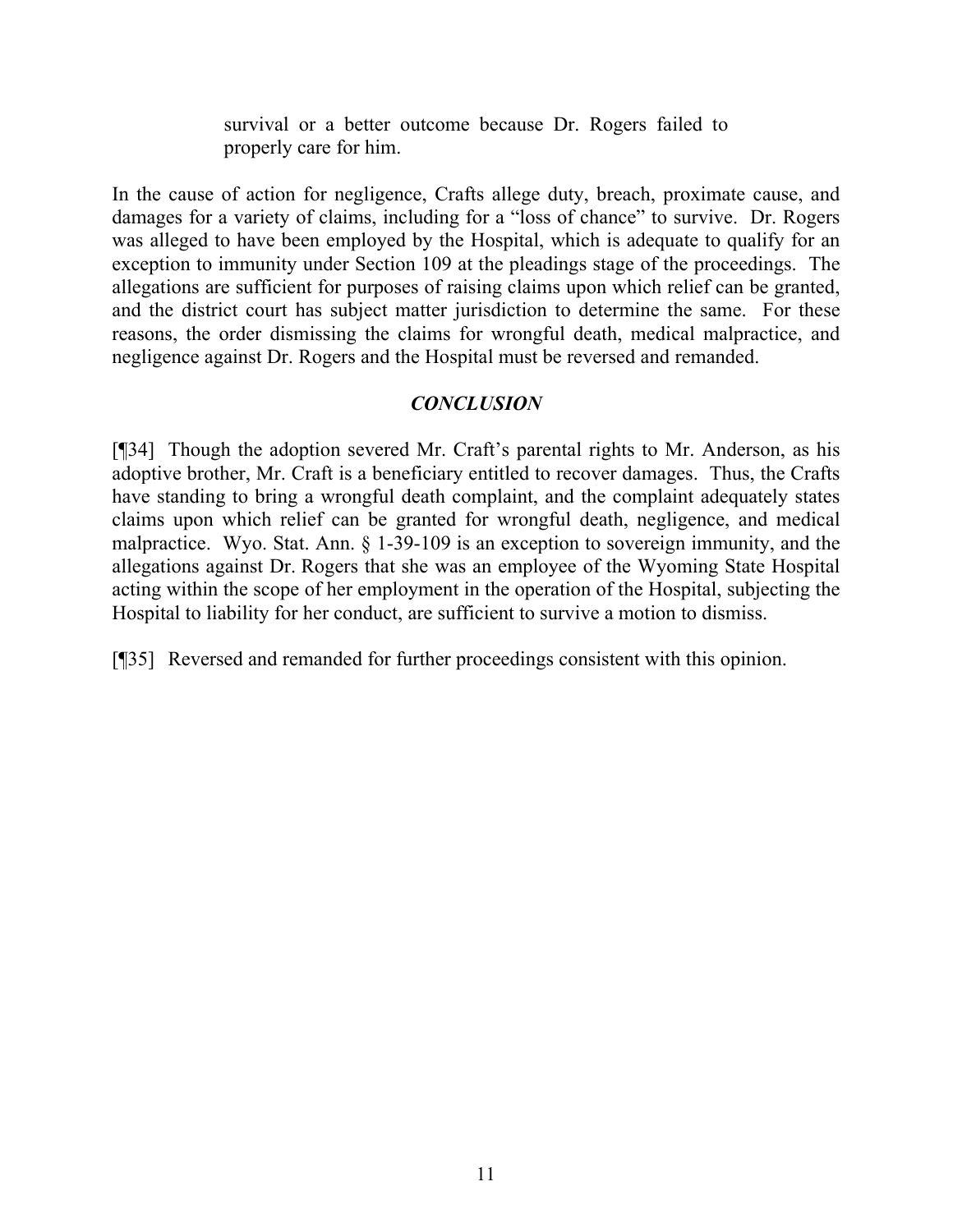> survival or a better outcome because Dr. Rogers failed to properly care for him.

In the cause of action for negligence, Crafts allege duty, breach, proximate cause, and damages for a variety of claims, including for a "loss of chance" to survive. Dr. Rogers was alleged to have been employed by the Hospital, which is adequate to qualify for an exception to immunity under Section 109 at the pleadings stage of the proceedings. The allegations are sufficient for purposes of raising claims upon which relief can be granted, and the district court has subject matter jurisdiction to determine the same. For these reasons, the order dismissing the claims for wrongful death, medical malpractice, and negligence against Dr. Rogers and the Hospital must be reversed and remanded.

### *CONCLUSION*

[¶34] Though the adoption severed Mr. Craft's parental rights to Mr. Anderson, as his adoptive brother, Mr. Craft is a beneficiary entitled to recover damages. Thus, the Crafts have standing to bring a wrongful death complaint, and the complaint adequately states claims upon which relief can be granted for wrongful death, negligence, and medical malpractice. Wyo. Stat. Ann. § 1-39-109 is an exception to sovereign immunity, and the allegations against Dr. Rogers that she was an employee of the Wyoming State Hospital acting within the scope of her employment in the operation of the Hospital, subjecting the Hospital to liability for her conduct, are sufficient to survive a motion to dismiss.

[¶35] Reversed and remanded for further proceedings consistent with this opinion.